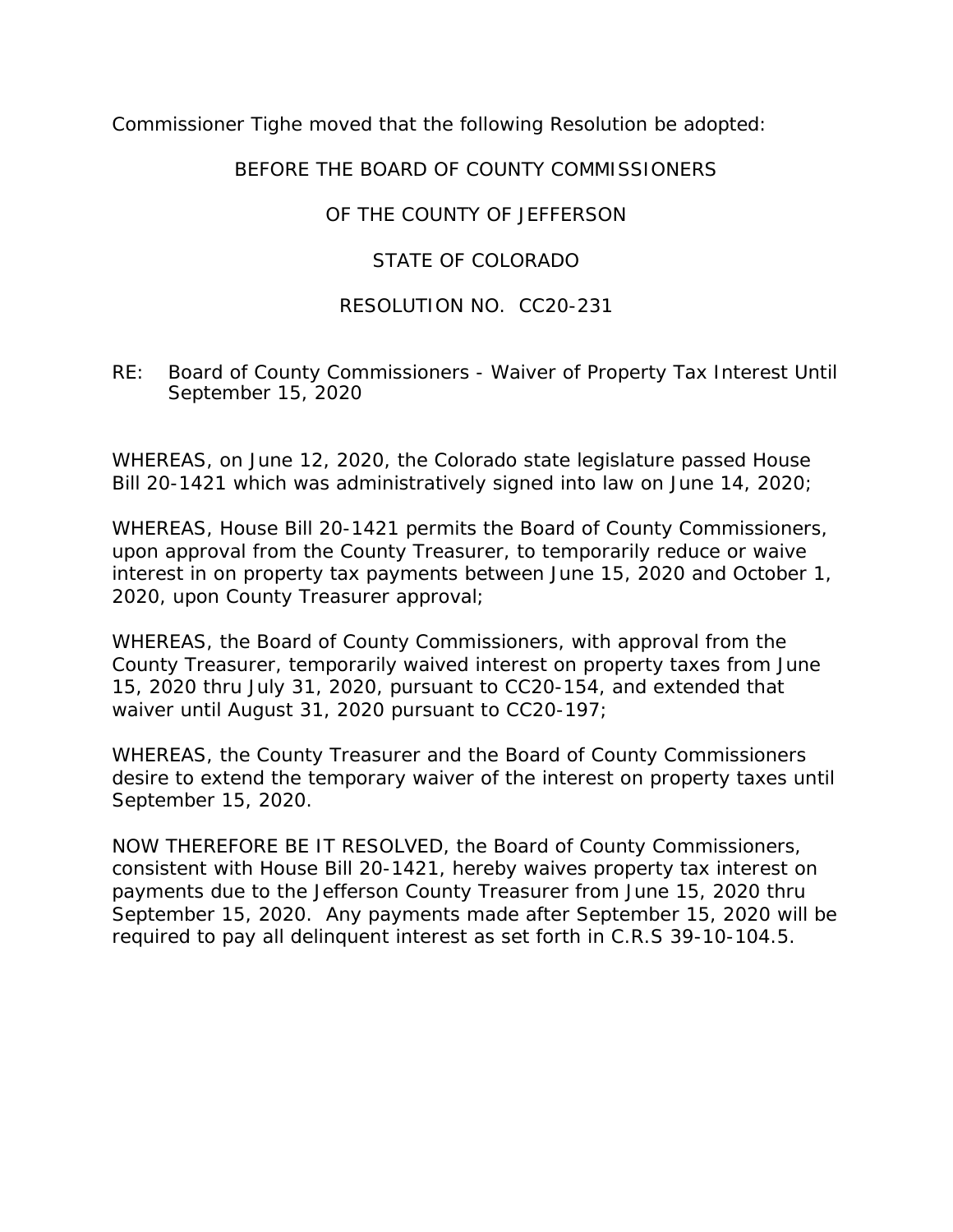Commissioner Tighe moved that the following Resolution be adopted:

BEFORE THE BOARD OF COUNTY COMMISSIONERS

OF THE COUNTY OF JEFFERSON

STATE OF COLORADO

RESOLUTION NO. CC20-231

RE: Board of County Commissioners - Waiver of Property Tax Interest Until September 15, 2020

WHEREAS, on June 12, 2020, the Colorado state legislature passed House Bill 20-1421 which was administratively signed into law on June 14, 2020;

WHEREAS, House Bill 20-1421 permits the Board of County Commissioners, upon approval from the County Treasurer, to temporarily reduce or waive interest in on property tax payments between June 15, 2020 and October 1, 2020, upon County Treasurer approval;

WHEREAS, the Board of County Commissioners, with approval from the County Treasurer, temporarily waived interest on property taxes from June 15, 2020 thru July 31, 2020, pursuant to CC20-154, and extended that waiver until August 31, 2020 pursuant to CC20-197;

WHEREAS, the County Treasurer and the Board of County Commissioners desire to extend the temporary waiver of the interest on property taxes until September 15, 2020.

NOW THEREFORE BE IT RESOLVED, the Board of County Commissioners, consistent with House Bill 20-1421, hereby waives property tax interest on payments due to the Jefferson County Treasurer from June 15, 2020 thru September 15, 2020. Any payments made after September 15, 2020 will be required to pay all delinquent interest as set forth in C.R.S 39-10-104.5.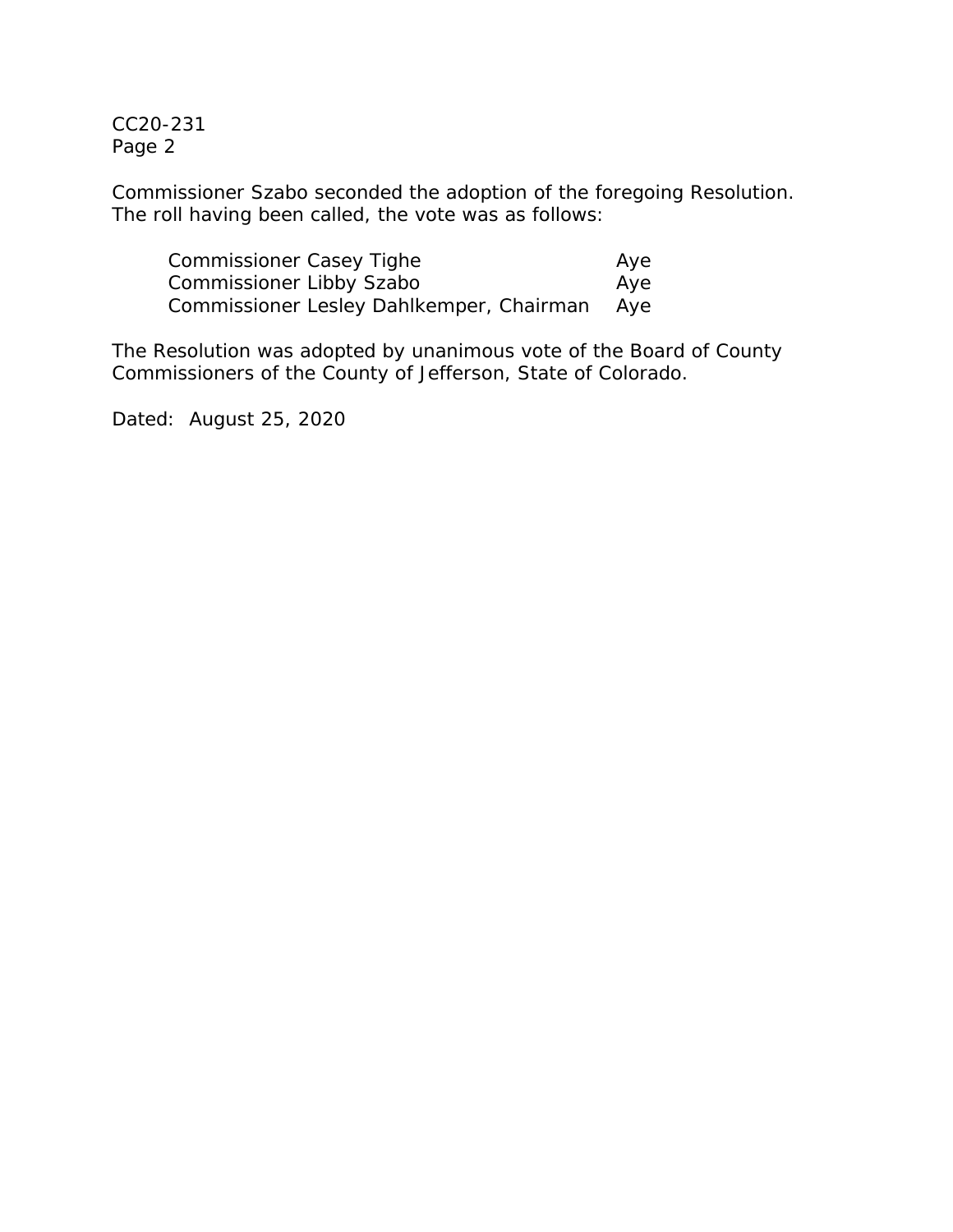CC20-231
Page 2

Commissioner Szabo seconded the adoption of the foregoing Resolution. The roll having been called, the vote was as follows:

| | |
|---|---|
| Commissioner Casey Tighe | Aye |
| Commissioner Libby Szabo | Aye |
| Commissioner Lesley Dahlkemper, Chairman | Aye |

The Resolution was adopted by unanimous vote of the Board of County Commissioners of the County of Jefferson, State of Colorado.

Dated: August 25, 2020